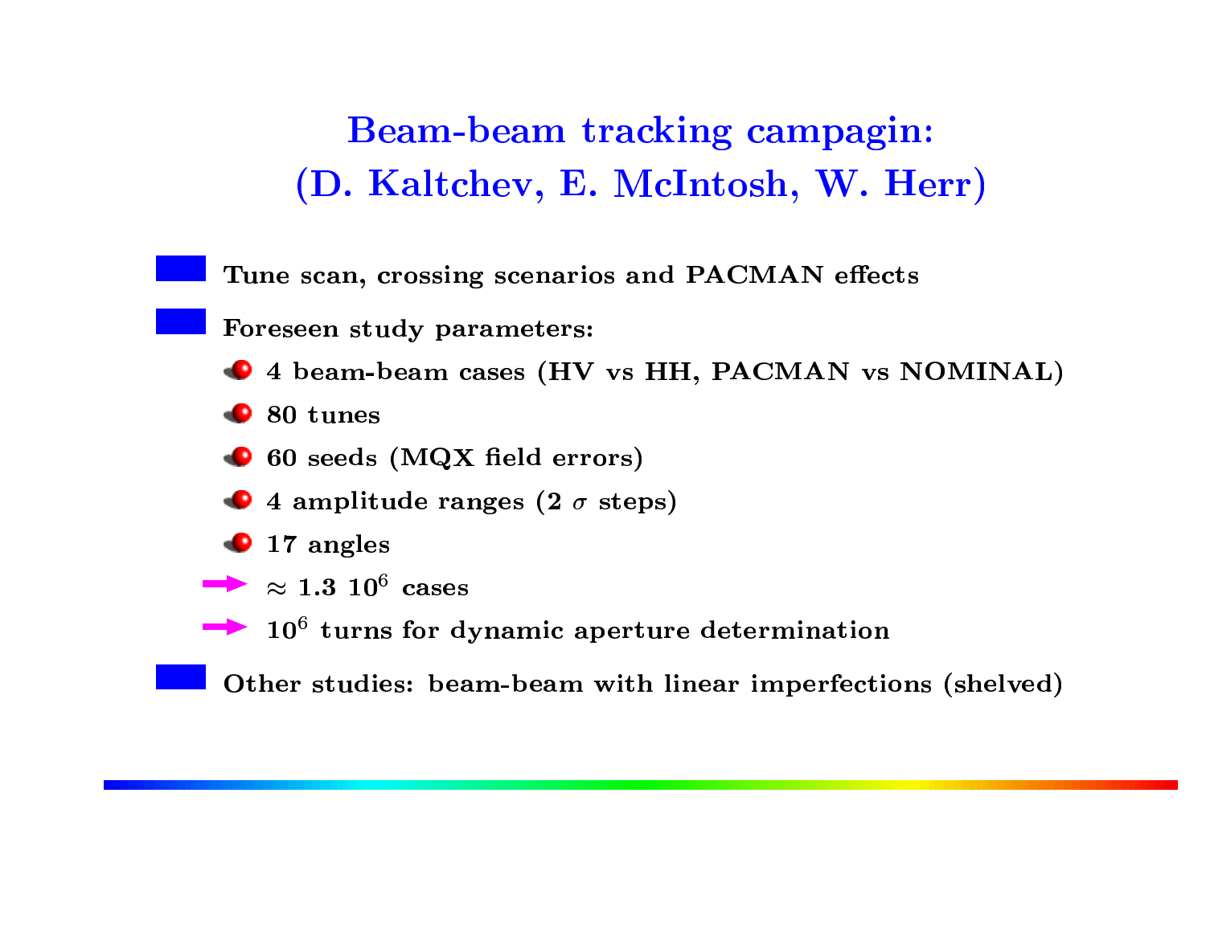# Beam-beam tracking campagin:
# (D. Kaltchev, E. McIntosh, W. Herr)

- Tune scan, crossing scenarios and PACMAN effects
- Foreseen study parameters:
  - 4 beam-beam cases (HV vs HH, PACMAN vs NOMINAL)
  - 80 tunes
  - 60 seeds (MQX field errors)
  - 4 amplitude ranges (2 $\sigma$ steps)
  - 17 angles
  - → $\approx$ 1.3 $10^6$ cases
  - → $10^6$ turns for dynamic aperture determination
- Other studies: beam-beam with linear imperfections (shelved)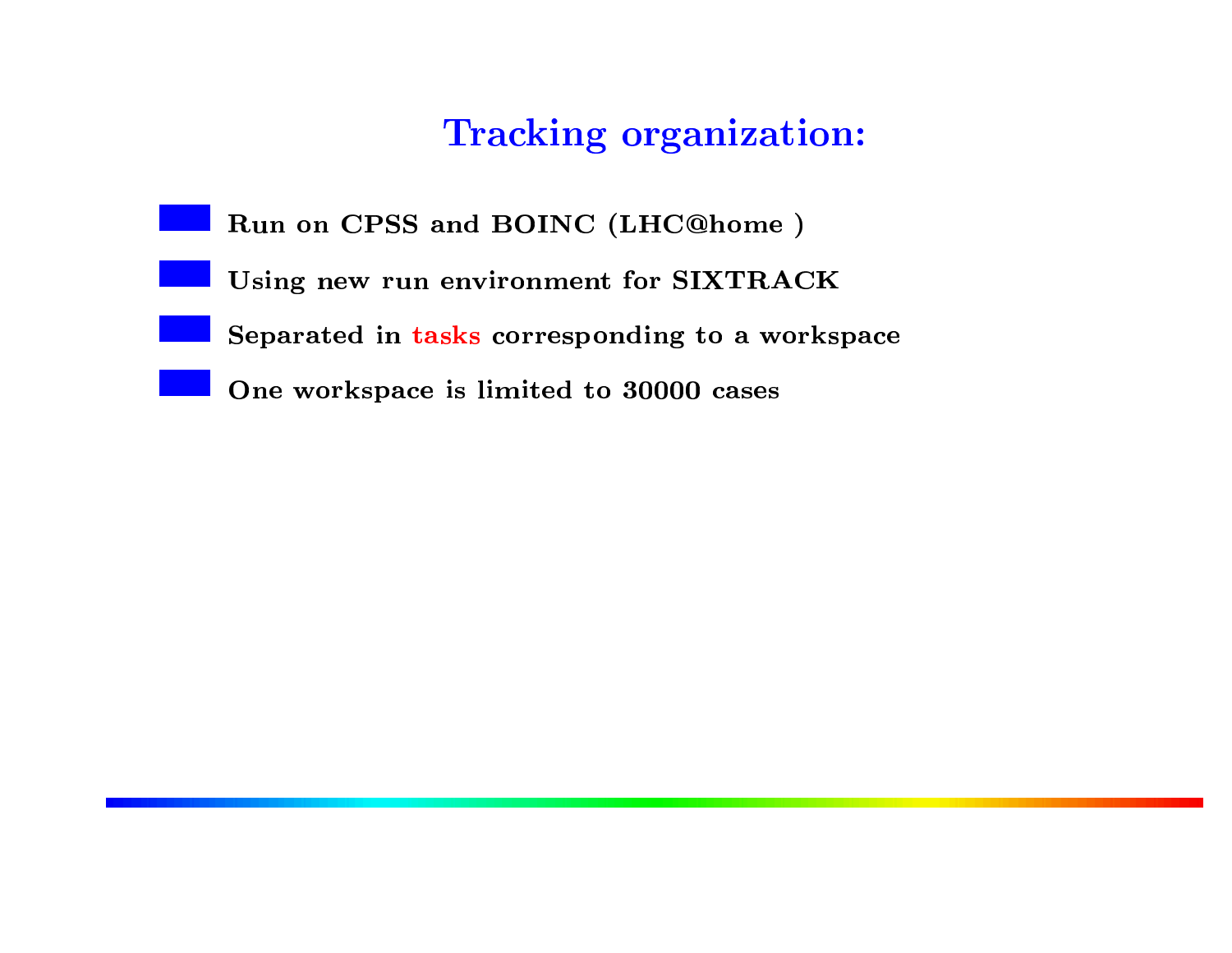# Tracking organization:

- Run on CPSS and BOINC (LHC@home )
- Using new run environment for SIXTRACK
- Separated in tasks corresponding to a workspace
- One workspace is limited to 30000 cases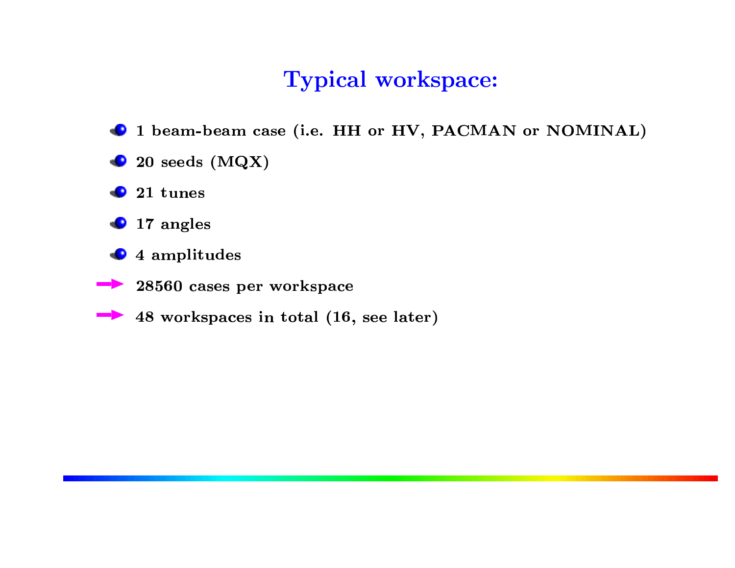# Typical workspace:

- 1 beam-beam case (i.e. HH or HV, PACMAN or NOMINAL)
- 20 seeds (MQX)
- 21 tunes
- 17 angles
- 4 amplitudes

→ 28560 cases per workspace

→ 48 workspaces in total (16, see later)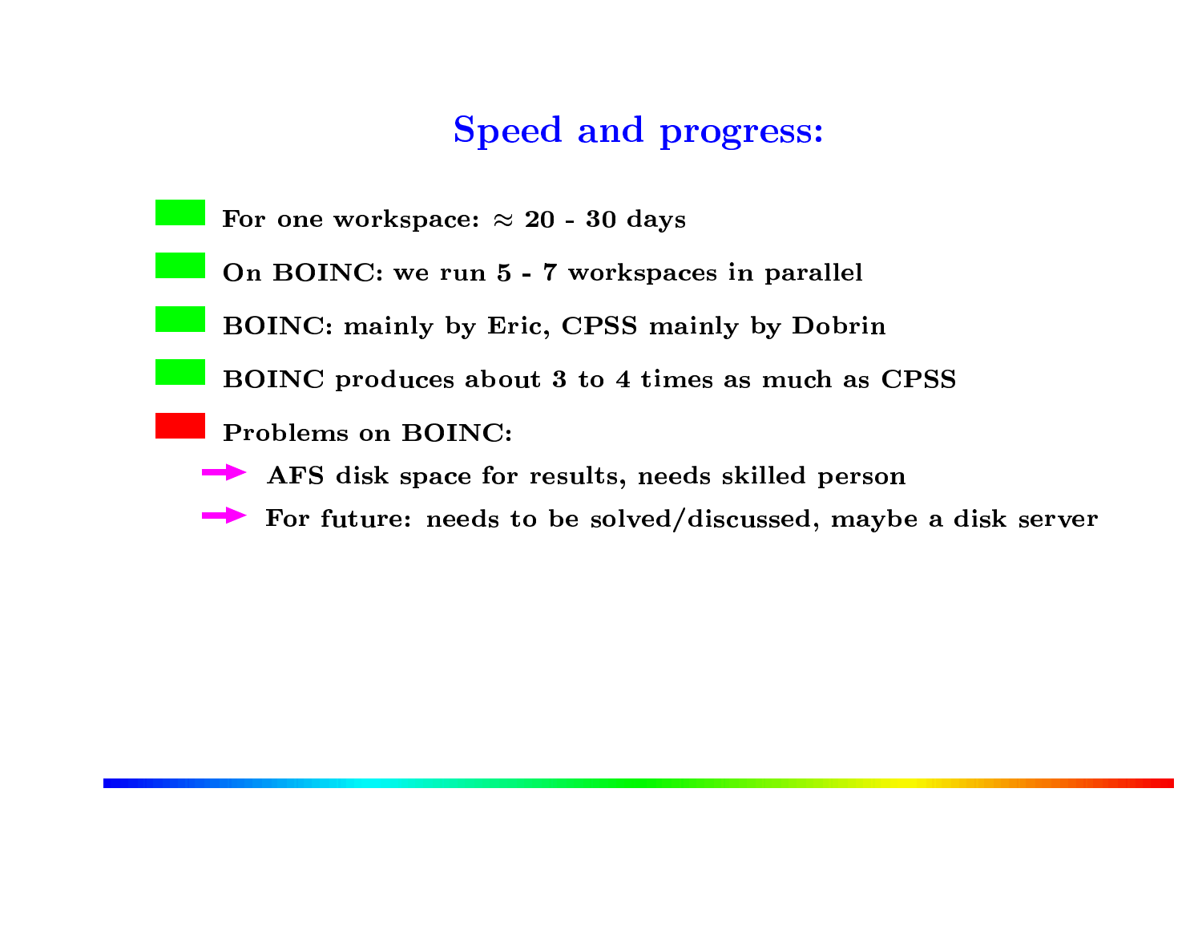# Speed and progress:

- **For one workspace: $\approx$ 20 - 30 days**
- **On BOINC: we run 5 - 7 workspaces in parallel**
- **BOINC: mainly by Eric, CPSS mainly by Dobrin**
- **BOINC produces about 3 to 4 times as much as CPSS**
- **Problems on BOINC:**
  - **AFS disk space for results, needs skilled person**
  - **For future: needs to be solved/discussed, maybe a disk server**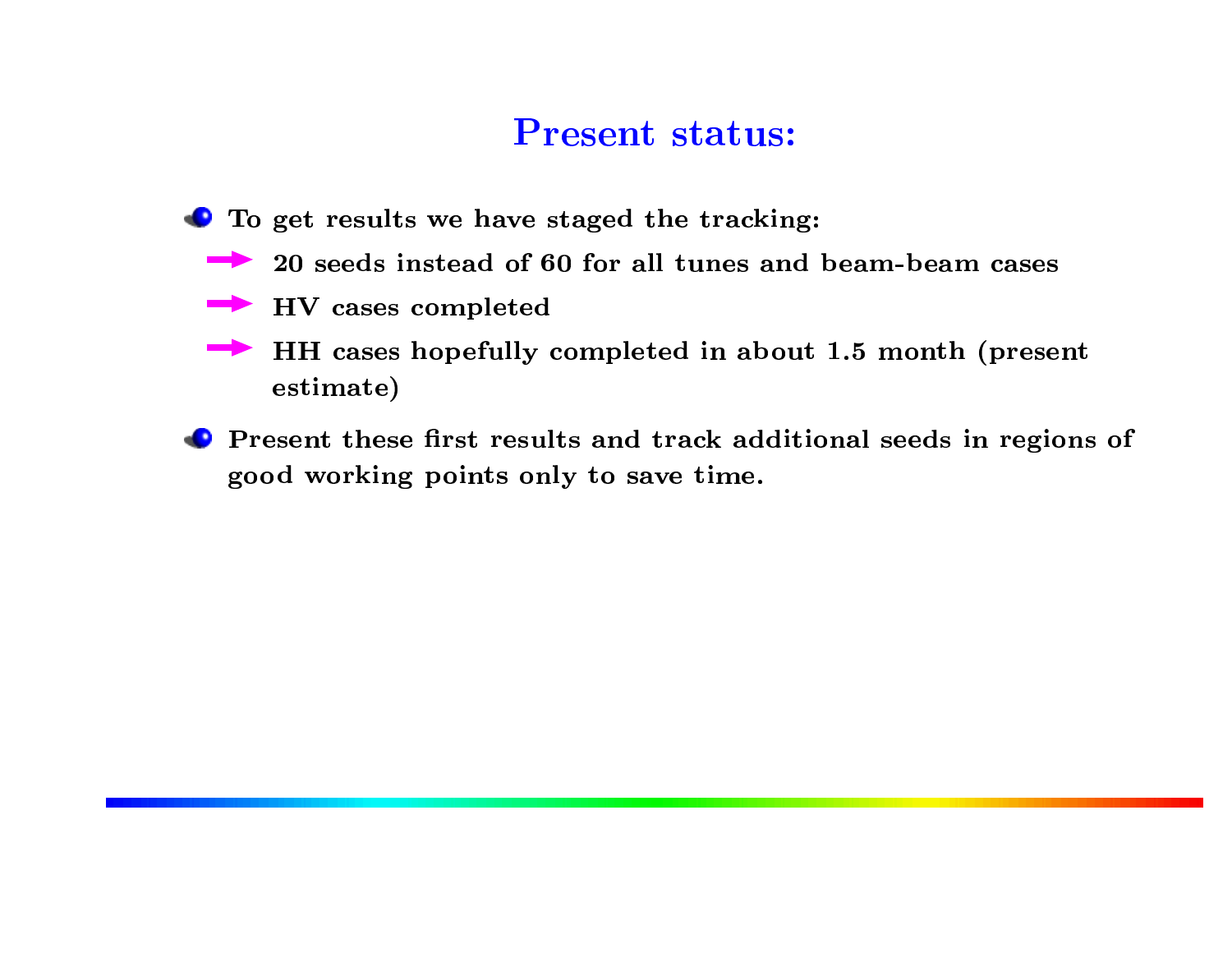# Present status:

- **To get results we have staged the tracking:**
  - **20 seeds instead of 60 for all tunes and beam-beam cases**
  - **HV cases completed**
  - **HH cases hopefully completed in about 1.5 month (present estimate)**
- **Present these first results and track additional seeds in regions of good working points only to save time.**